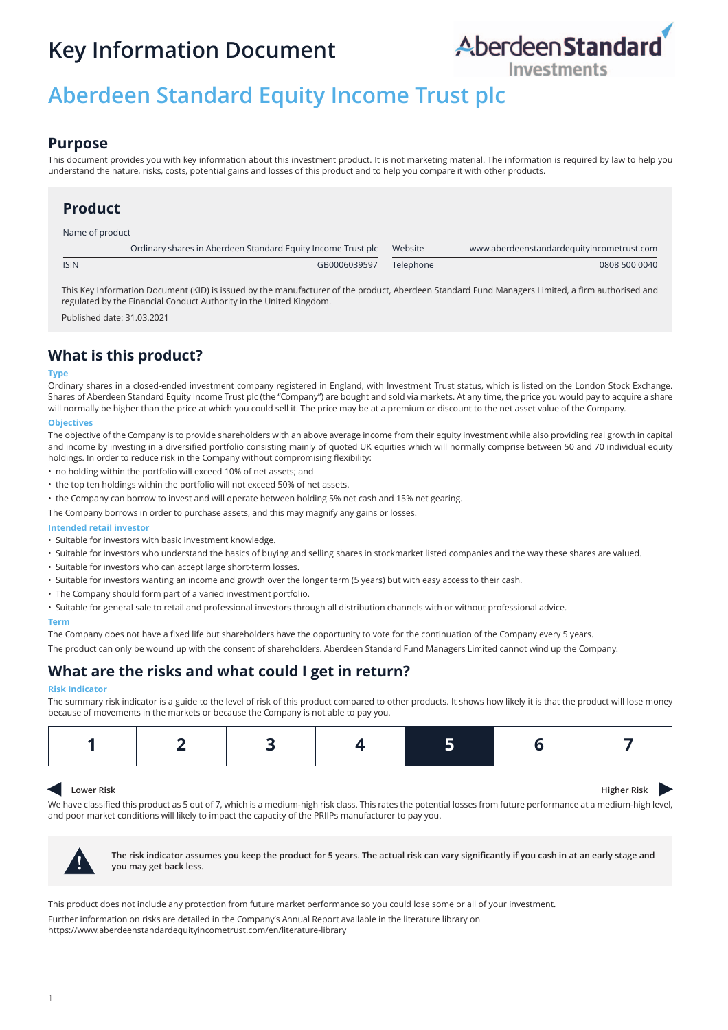# Key Information Document

# Aberdeen Standard Equity Income Trust plc

## Purpose

This document provides you with key information about this investment product. It is not marketing material. The information is required by law to help you understand the nature, risks, costs, potential gains and losses of this product and to help you compare it with other products.

## Product

| Name of product | | | |
|---|---|---|---|
| | Ordinary shares in Aberdeen Standard Equity Income Trust plc | Website | www.aberdeenstandardequityincometrust.com |
| ISIN | GB0006039597 | Telephone | 0808 500 0040 |

This Key Information Document (KID) is issued by the manufacturer of the product, Aberdeen Standard Fund Managers Limited, a firm authorised and regulated by the Financial Conduct Authority in the United Kingdom.

Published date: 31.03.2021

## What is this product?

### Type

Ordinary shares in a closed-ended investment company registered in England, with Investment Trust status, which is listed on the London Stock Exchange. Shares of Aberdeen Standard Equity Income Trust plc (the "Company") are bought and sold via markets. At any time, the price you would pay to acquire a share will normally be higher than the price at which you could sell it. The price may be at a premium or discount to the net asset value of the Company.

### Objectives

The objective of the Company is to provide shareholders with an above average income from their equity investment while also providing real growth in capital and income by investing in a diversified portfolio consisting mainly of quoted UK equities which will normally comprise between 50 and 70 individual equity holdings. In order to reduce risk in the Company without compromising flexibility:

- no holding within the portfolio will exceed 10% of net assets; and
- the top ten holdings within the portfolio will not exceed 50% of net assets.
- the Company can borrow to invest and will operate between holding 5% net cash and 15% net gearing.

The Company borrows in order to purchase assets, and this may magnify any gains or losses.

### Intended retail investor

- Suitable for investors with basic investment knowledge.
- Suitable for investors who understand the basics of buying and selling shares in stockmarket listed companies and the way these shares are valued.
- Suitable for investors who can accept large short-term losses.
- Suitable for investors wanting an income and growth over the longer term (5 years) but with easy access to their cash.
- The Company should form part of a varied investment portfolio.
- Suitable for general sale to retail and professional investors through all distribution channels with or without professional advice.

### Term

The Company does not have a fixed life but shareholders have the opportunity to vote for the continuation of the Company every 5 years.

The product can only be wound up with the consent of shareholders. Aberdeen Standard Fund Managers Limited cannot wind up the Company.

## What are the risks and what could I get in return?

### Risk Indicator

The summary risk indicator is a guide to the level of risk of this product compared to other products. It shows how likely it is that the product will lose money because of movements in the markets or because the Company is not able to pay you.

| 1 | 2 | 3 | 4 | **5** | 6 | 7 |
|---|---|---|---|---|---|---|

Lower Risk — Higher Risk

We have classified this product as 5 out of 7, which is a medium-high risk class. This rates the potential losses from future performance at a medium-high level, and poor market conditions will likely to impact the capacity of the PRIIPs manufacturer to pay you.

**The risk indicator assumes you keep the product for 5 years. The actual risk can vary significantly if you cash in at an early stage and you may get back less.**

This product does not include any protection from future market performance so you could lose some or all of your investment.

Further information on risks are detailed in the Company's Annual Report available in the literature library on https://www.aberdeenstandardequityincometrust.com/en/literature-library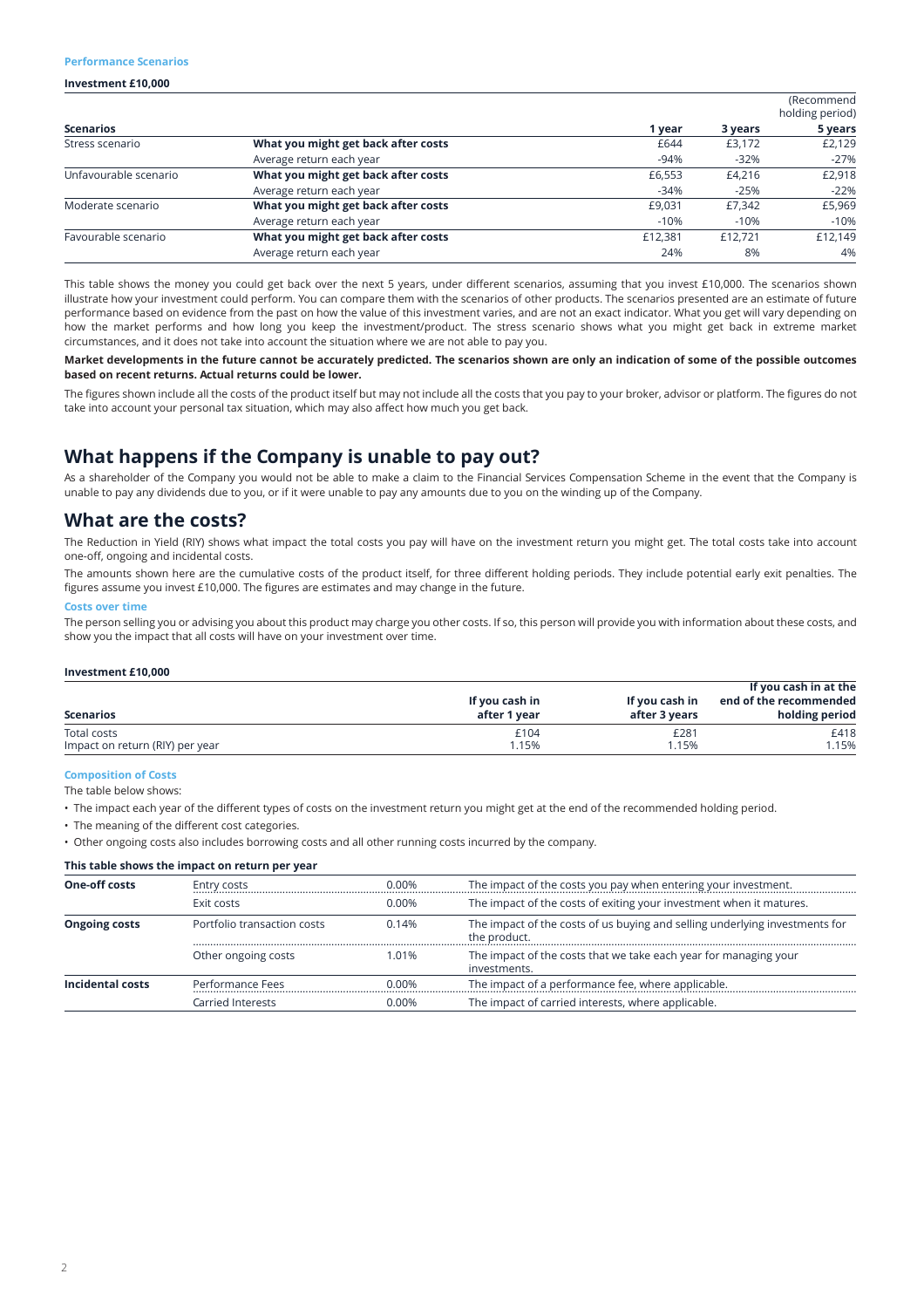### Performance Scenarios

**Investment £10,000**

| Scenarios | | 1 year | 3 years | (Recommend holding period) 5 years |
|---|---|---|---|---|
| Stress scenario | **What you might get back after costs** | £644 | £3,172 | £2,129 |
| | Average return each year | -94% | -32% | -27% |
| Unfavourable scenario | **What you might get back after costs** | £6,553 | £4,216 | £2,918 |
| | Average return each year | -34% | -25% | -22% |
| Moderate scenario | **What you might get back after costs** | £9,031 | £7,342 | £5,969 |
| | Average return each year | -10% | -10% | -10% |
| Favourable scenario | **What you might get back after costs** | £12,381 | £12,721 | £12,149 |
| | Average return each year | 24% | 8% | 4% |

This table shows the money you could get back over the next 5 years, under different scenarios, assuming that you invest £10,000. The scenarios shown illustrate how your investment could perform. You can compare them with the scenarios of other products. The scenarios presented are an estimate of future performance based on evidence from the past on how the value of this investment varies, and are not an exact indicator. What you get will vary depending on how the market performs and how long you keep the investment/product. The stress scenario shows what you might get back in extreme market circumstances, and it does not take into account the situation where we are not able to pay you.

**Market developments in the future cannot be accurately predicted. The scenarios shown are only an indication of some of the possible outcomes based on recent returns. Actual returns could be lower.**

The figures shown include all the costs of the product itself but may not include all the costs that you pay to your broker, advisor or platform. The figures do not take into account your personal tax situation, which may also affect how much you get back.

## What happens if the Company is unable to pay out?

As a shareholder of the Company you would not be able to make a claim to the Financial Services Compensation Scheme in the event that the Company is unable to pay any dividends due to you, or if it were unable to pay any amounts due to you on the winding up of the Company.

## What are the costs?

The Reduction in Yield (RIY) shows what impact the total costs you pay will have on the investment return you might get. The total costs take into account one-off, ongoing and incidental costs.

The amounts shown here are the cumulative costs of the product itself, for three different holding periods. They include potential early exit penalties. The figures assume you invest £10,000. The figures are estimates and may change in the future.

### Costs over time

The person selling you or advising you about this product may charge you other costs. If so, this person will provide you with information about these costs, and show you the impact that all costs will have on your investment over time.

**Investment £10,000**

| Scenarios | If you cash in after 1 year | If you cash in after 3 years | If you cash in at the end of the recommended holding period |
|---|---|---|---|
| Total costs | £104 | £281 | £418 |
| Impact on return (RIY) per year | 1.15% | 1.15% | 1.15% |

### Composition of Costs

The table below shows:

- The impact each year of the different types of costs on the investment return you might get at the end of the recommended holding period.
- The meaning of the different cost categories.
- Other ongoing costs also includes borrowing costs and all other running costs incurred by the company.

**This table shows the impact on return per year**

| | | | |
|---|---|---|---|
| **One-off costs** | Entry costs | 0.00% | The impact of the costs you pay when entering your investment. |
| | Exit costs | 0.00% | The impact of the costs of exiting your investment when it matures. |
| **Ongoing costs** | Portfolio transaction costs | 0.14% | The impact of the costs of us buying and selling underlying investments for the product. |
| | Other ongoing costs | 1.01% | The impact of the costs that we take each year for managing your investments. |
| **Incidental costs** | Performance Fees | 0.00% | The impact of a performance fee, where applicable. |
| | Carried Interests | 0.00% | The impact of carried interests, where applicable. |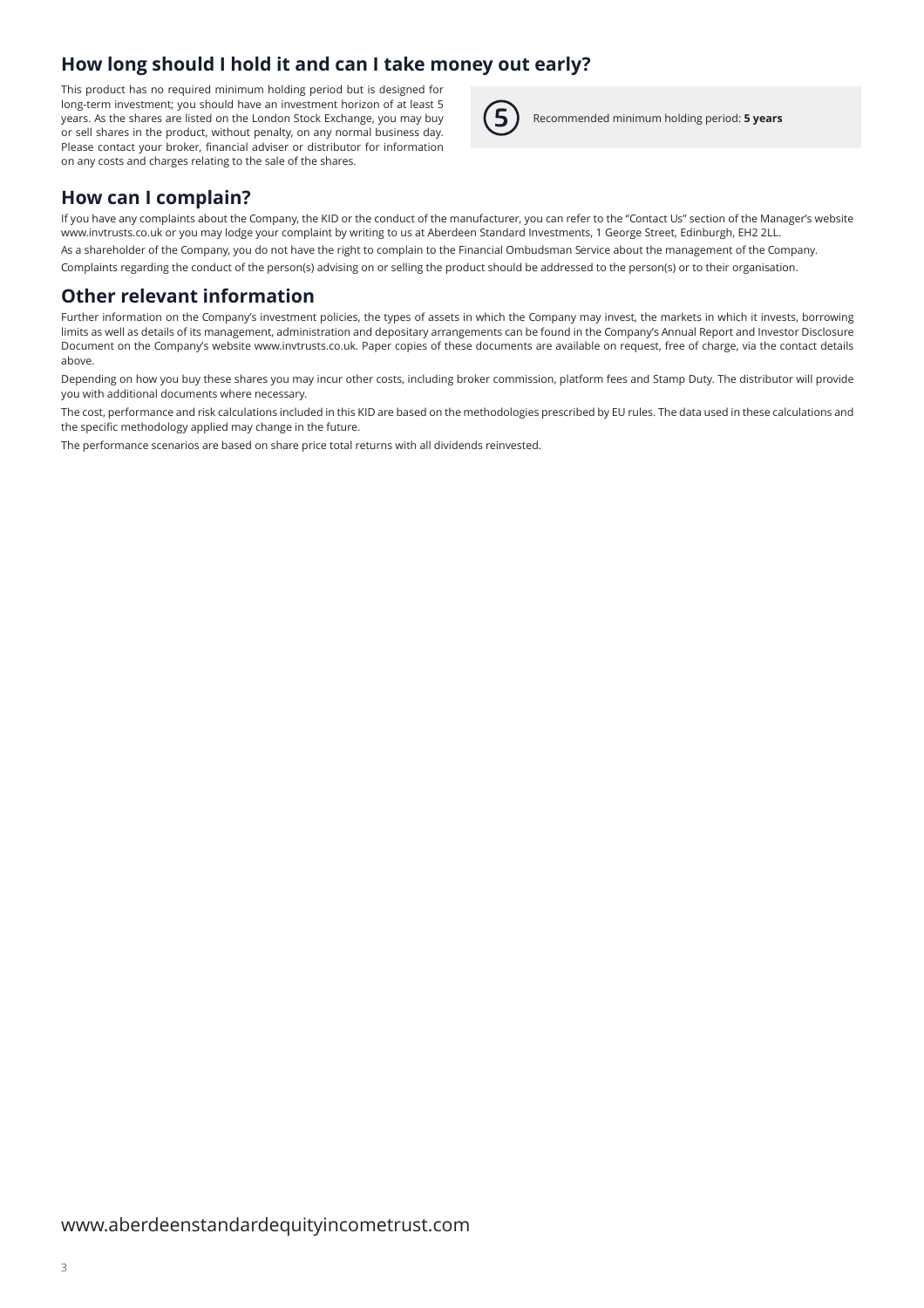## How long should I hold it and can I take money out early?

This product has no required minimum holding period but is designed for long-term investment; you should have an investment horizon of at least 5 years. As the shares are listed on the London Stock Exchange, you may buy or sell shares in the product, without penalty, on any normal business day. Please contact your broker, financial adviser or distributor for information on any costs and charges relating to the sale of the shares.

5 Recommended minimum holding period: **5 years**

## How can I complain?

If you have any complaints about the Company, the KID or the conduct of the manufacturer, you can refer to the "Contact Us" section of the Manager's website www.invtrusts.co.uk or you may lodge your complaint by writing to us at Aberdeen Standard Investments, 1 George Street, Edinburgh, EH2 2LL.

As a shareholder of the Company, you do not have the right to complain to the Financial Ombudsman Service about the management of the Company.

Complaints regarding the conduct of the person(s) advising on or selling the product should be addressed to the person(s) or to their organisation.

## Other relevant information

Further information on the Company's investment policies, the types of assets in which the Company may invest, the markets in which it invests, borrowing limits as well as details of its management, administration and depositary arrangements can be found in the Company's Annual Report and Investor Disclosure Document on the Company's website www.invtrusts.co.uk. Paper copies of these documents are available on request, free of charge, via the contact details above.

Depending on how you buy these shares you may incur other costs, including broker commission, platform fees and Stamp Duty. The distributor will provide you with additional documents where necessary.

The cost, performance and risk calculations included in this KID are based on the methodologies prescribed by EU rules. The data used in these calculations and the specific methodology applied may change in the future.

The performance scenarios are based on share price total returns with all dividends reinvested.

www.aberdeenstandardequityincometrust.com